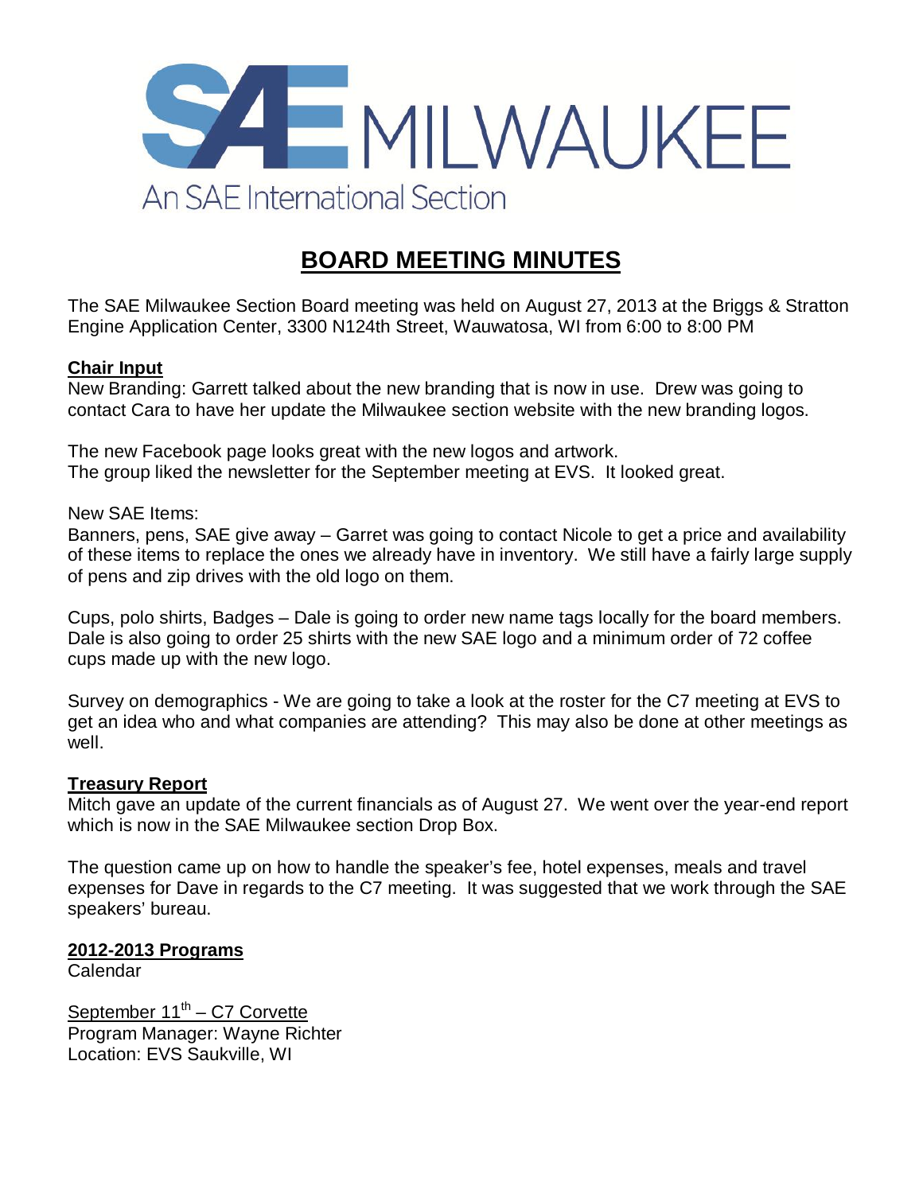SAE MILWAUKEE

An SAE International Section

# BOARD MEETING MINUTES

The SAE Milwaukee Section Board meeting was held on August 27, 2013 at the Briggs & Stratton Engine Application Center, 3300 N124th Street, Wauwatosa, WI from 6:00 to 8:00 PM

## Chair Input

New Branding: Garrett talked about the new branding that is now in use. Drew was going to contact Cara to have her update the Milwaukee section website with the new branding logos.

The new Facebook page looks great with the new logos and artwork.
The group liked the newsletter for the September meeting at EVS. It looked great.

New SAE Items:
Banners, pens, SAE give away – Garret was going to contact Nicole to get a price and availability of these items to replace the ones we already have in inventory. We still have a fairly large supply of pens and zip drives with the old logo on them.

Cups, polo shirts, Badges – Dale is going to order new name tags locally for the board members. Dale is also going to order 25 shirts with the new SAE logo and a minimum order of 72 coffee cups made up with the new logo.

Survey on demographics - We are going to take a look at the roster for the C7 meeting at EVS to get an idea who and what companies are attending? This may also be done at other meetings as well.

## Treasury Report

Mitch gave an update of the current financials as of August 27. We went over the year-end report which is now in the SAE Milwaukee section Drop Box.

The question came up on how to handle the speaker's fee, hotel expenses, meals and travel expenses for Dave in regards to the C7 meeting. It was suggested that we work through the SAE speakers' bureau.

## 2012-2013 Programs

Calendar

September 11th – C7 Corvette
Program Manager: Wayne Richter
Location: EVS Saukville, WI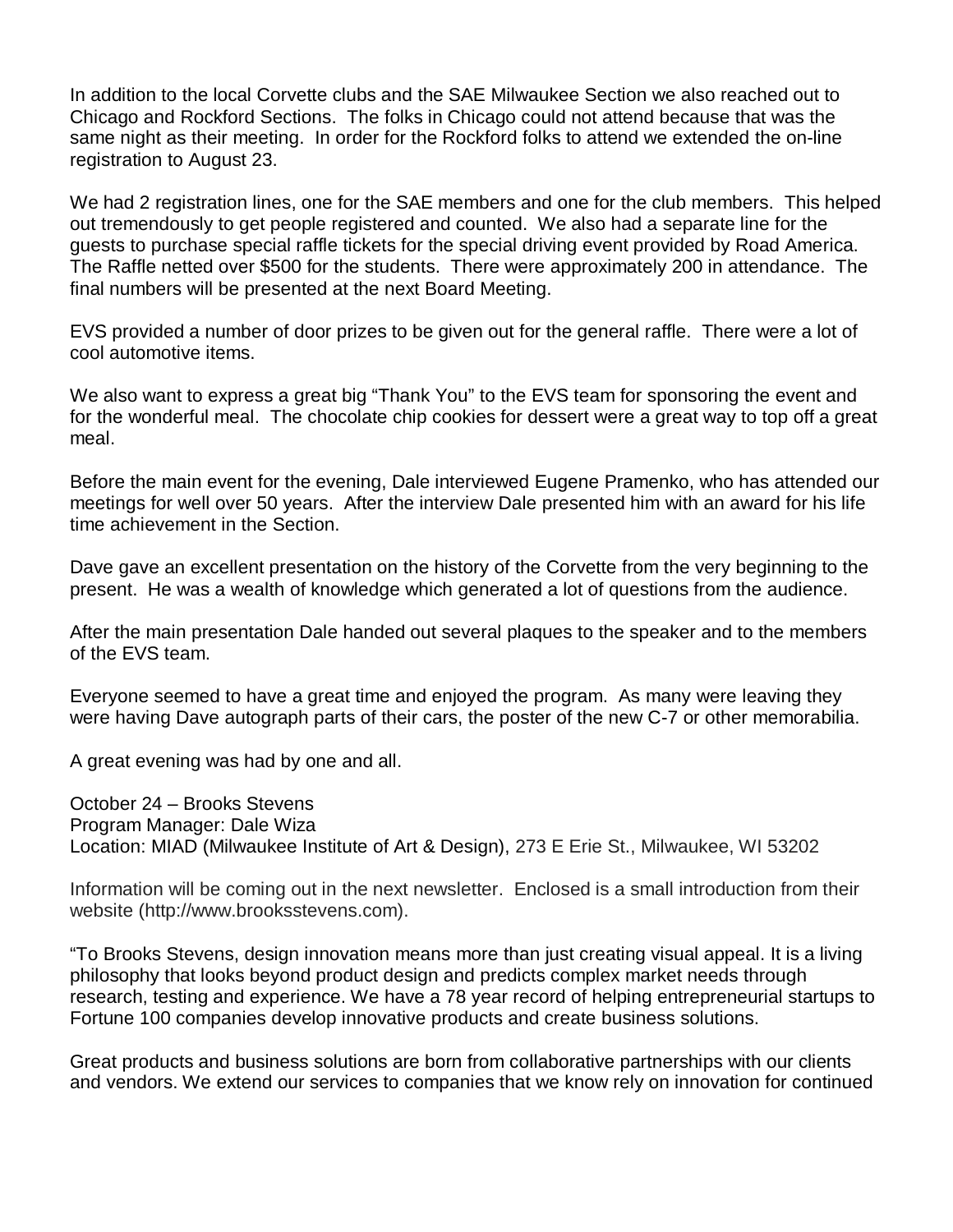In addition to the local Corvette clubs and the SAE Milwaukee Section we also reached out to Chicago and Rockford Sections. The folks in Chicago could not attend because that was the same night as their meeting. In order for the Rockford folks to attend we extended the on-line registration to August 23.

We had 2 registration lines, one for the SAE members and one for the club members. This helped out tremendously to get people registered and counted. We also had a separate line for the guests to purchase special raffle tickets for the special driving event provided by Road America. The Raffle netted over $500 for the students. There were approximately 200 in attendance. The final numbers will be presented at the next Board Meeting.

EVS provided a number of door prizes to be given out for the general raffle. There were a lot of cool automotive items.

We also want to express a great big "Thank You" to the EVS team for sponsoring the event and for the wonderful meal. The chocolate chip cookies for dessert were a great way to top off a great meal.

Before the main event for the evening, Dale interviewed Eugene Pramenko, who has attended our meetings for well over 50 years. After the interview Dale presented him with an award for his life time achievement in the Section.

Dave gave an excellent presentation on the history of the Corvette from the very beginning to the present. He was a wealth of knowledge which generated a lot of questions from the audience.

After the main presentation Dale handed out several plaques to the speaker and to the members of the EVS team.

Everyone seemed to have a great time and enjoyed the program. As many were leaving they were having Dave autograph parts of their cars, the poster of the new C-7 or other memorabilia.

A great evening was had by one and all.

October 24 – Brooks Stevens
Program Manager: Dale Wiza
Location: MIAD (Milwaukee Institute of Art & Design), 273 E Erie St., Milwaukee, WI 53202

Information will be coming out in the next newsletter. Enclosed is a small introduction from their website (http://www.brooksstevens.com).

"To Brooks Stevens, design innovation means more than just creating visual appeal. It is a living philosophy that looks beyond product design and predicts complex market needs through research, testing and experience. We have a 78 year record of helping entrepreneurial startups to Fortune 100 companies develop innovative products and create business solutions.

Great products and business solutions are born from collaborative partnerships with our clients and vendors. We extend our services to companies that we know rely on innovation for continued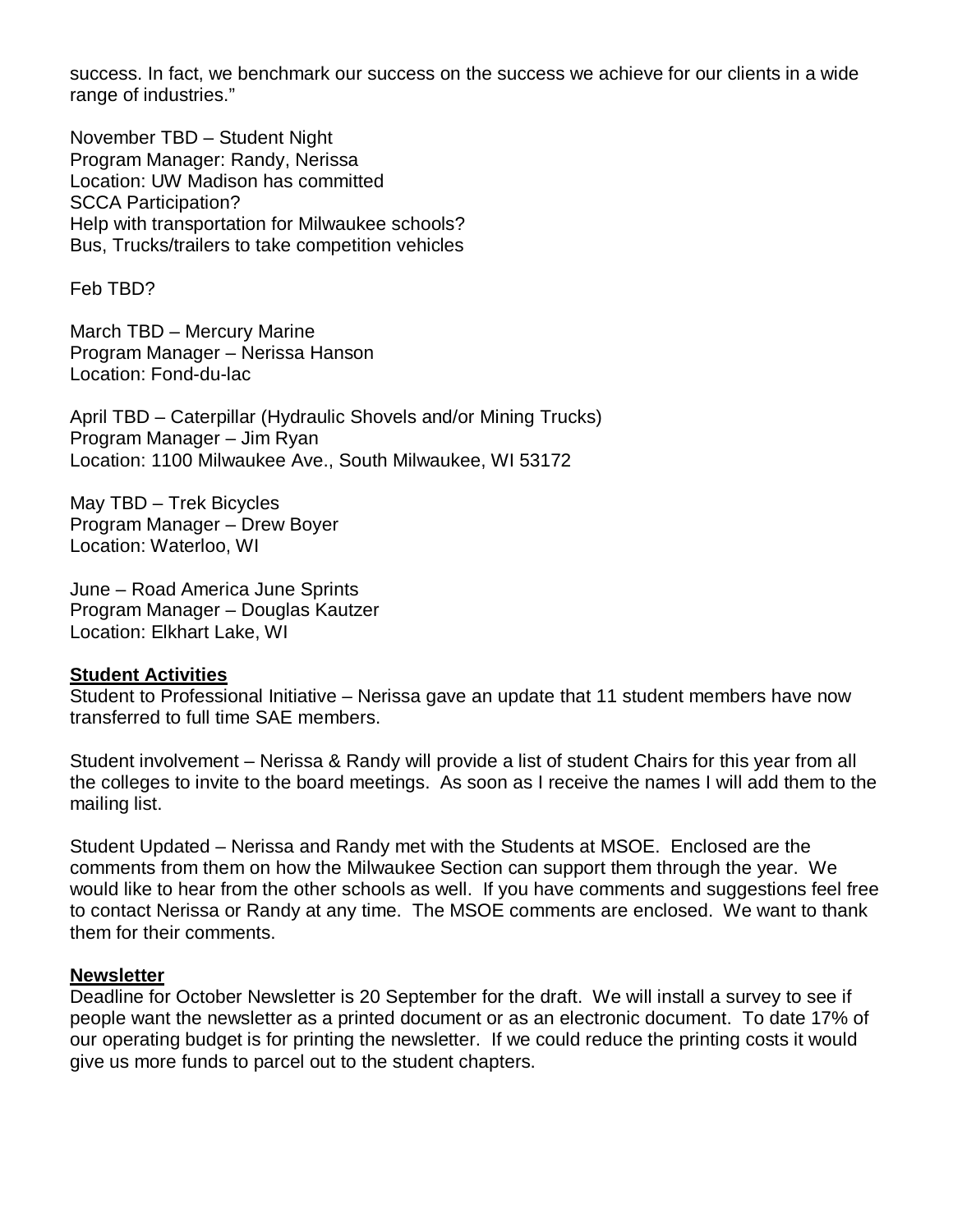success. In fact, we benchmark our success on the success we achieve for our clients in a wide range of industries."

November TBD – Student Night
Program Manager: Randy, Nerissa
Location: UW Madison has committed
SCCA Participation?
Help with transportation for Milwaukee schools?
Bus, Trucks/trailers to take competition vehicles

Feb TBD?

March TBD – Mercury Marine
Program Manager – Nerissa Hanson
Location: Fond-du-lac

April TBD – Caterpillar (Hydraulic Shovels and/or Mining Trucks)
Program Manager – Jim Ryan
Location: 1100 Milwaukee Ave., South Milwaukee, WI 53172

May TBD – Trek Bicycles
Program Manager – Drew Boyer
Location: Waterloo, WI

June – Road America June Sprints
Program Manager – Douglas Kautzer
Location: Elkhart Lake, WI

**Student Activities**

Student to Professional Initiative – Nerissa gave an update that 11 student members have now transferred to full time SAE members.

Student involvement – Nerissa & Randy will provide a list of student Chairs for this year from all the colleges to invite to the board meetings. As soon as I receive the names I will add them to the mailing list.

Student Updated – Nerissa and Randy met with the Students at MSOE. Enclosed are the comments from them on how the Milwaukee Section can support them through the year. We would like to hear from the other schools as well. If you have comments and suggestions feel free to contact Nerissa or Randy at any time. The MSOE comments are enclosed. We want to thank them for their comments.

**Newsletter**

Deadline for October Newsletter is 20 September for the draft. We will install a survey to see if people want the newsletter as a printed document or as an electronic document. To date 17% of our operating budget is for printing the newsletter. If we could reduce the printing costs it would give us more funds to parcel out to the student chapters.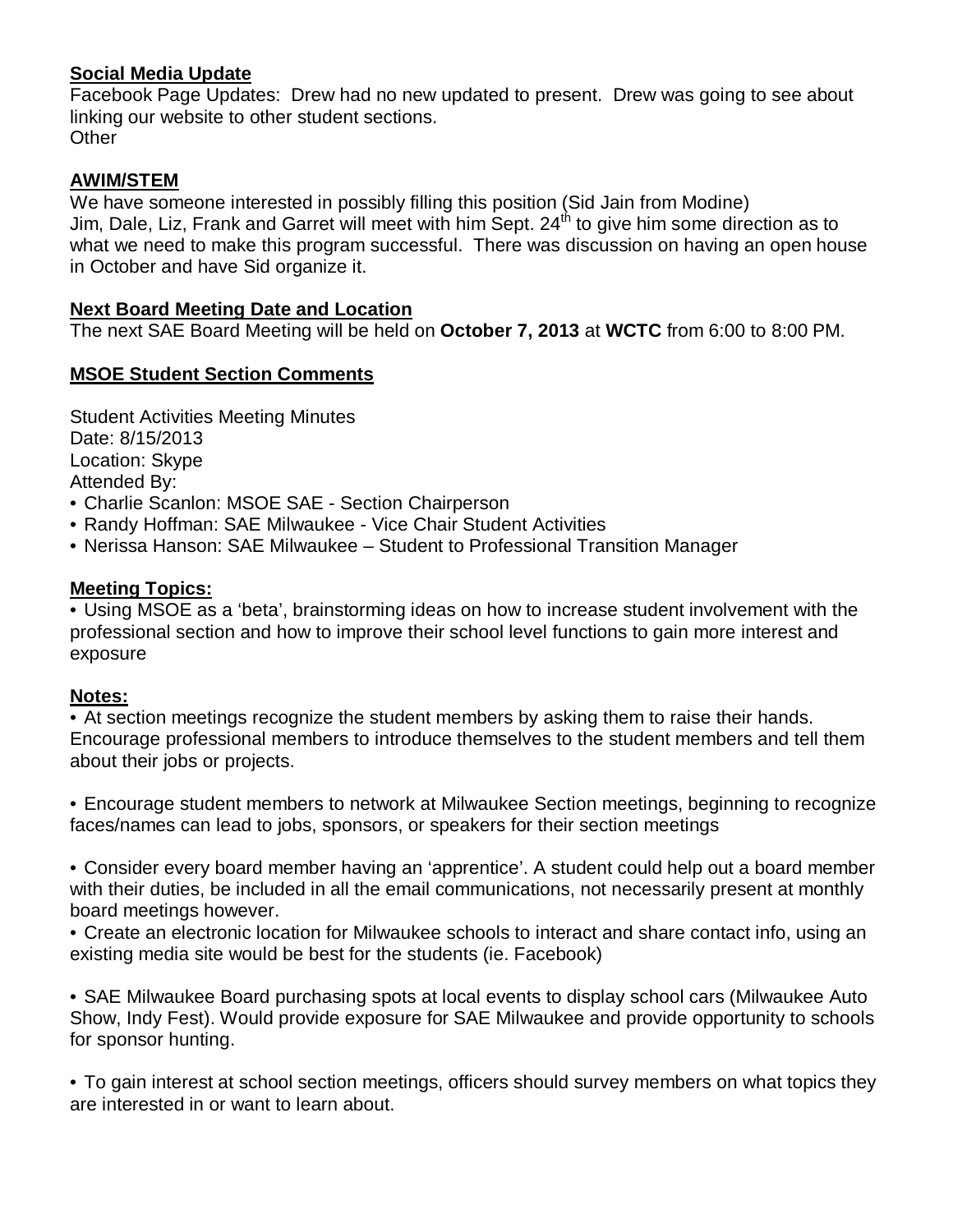**Social Media Update**

Facebook Page Updates: Drew had no new updated to present. Drew was going to see about linking our website to other student sections.
Other

**AWIM/STEM**

We have someone interested in possibly filling this position (Sid Jain from Modine)
Jim, Dale, Liz, Frank and Garret will meet with him Sept. 24th to give him some direction as to what we need to make this program successful. There was discussion on having an open house in October and have Sid organize it.

**Next Board Meeting Date and Location**

The next SAE Board Meeting will be held on **October 7, 2013** at **WCTC** from 6:00 to 8:00 PM.

**MSOE Student Section Comments**

Student Activities Meeting Minutes
Date: 8/15/2013
Location: Skype
Attended By:

- Charlie Scanlon: MSOE SAE - Section Chairperson
- Randy Hoffman: SAE Milwaukee - Vice Chair Student Activities
- Nerissa Hanson: SAE Milwaukee – Student to Professional Transition Manager

**Meeting Topics:**

- Using MSOE as a 'beta', brainstorming ideas on how to increase student involvement with the professional section and how to improve their school level functions to gain more interest and exposure

**Notes:**

- At section meetings recognize the student members by asking them to raise their hands. Encourage professional members to introduce themselves to the student members and tell them about their jobs or projects.

- Encourage student members to network at Milwaukee Section meetings, beginning to recognize faces/names can lead to jobs, sponsors, or speakers for their section meetings

- Consider every board member having an 'apprentice'. A student could help out a board member with their duties, be included in all the email communications, not necessarily present at monthly board meetings however.
- Create an electronic location for Milwaukee schools to interact and share contact info, using an existing media site would be best for the students (ie. Facebook)

- SAE Milwaukee Board purchasing spots at local events to display school cars (Milwaukee Auto Show, Indy Fest). Would provide exposure for SAE Milwaukee and provide opportunity to schools for sponsor hunting.

- To gain interest at school section meetings, officers should survey members on what topics they are interested in or want to learn about.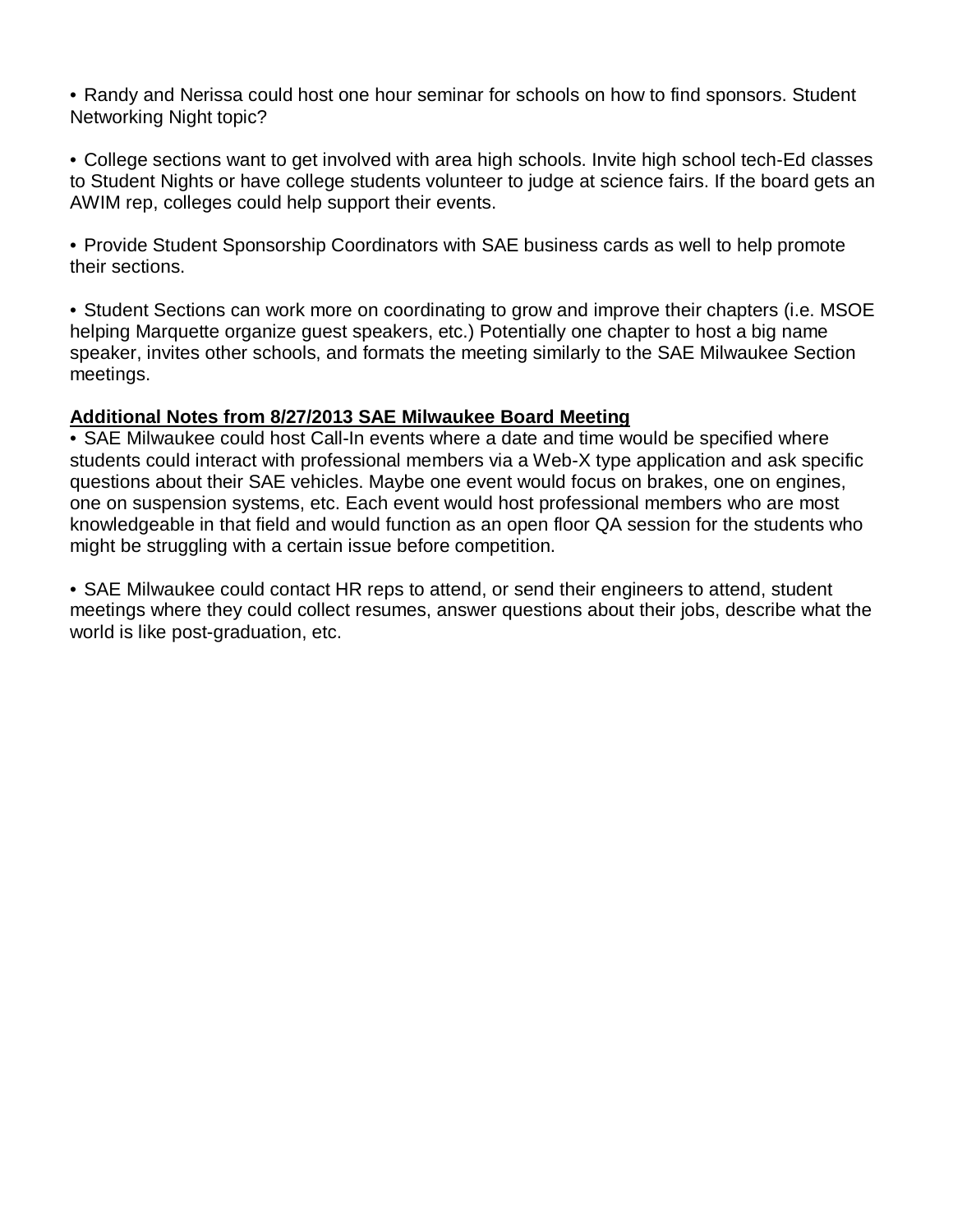- Randy and Nerissa could host one hour seminar for schools on how to find sponsors. Student Networking Night topic?

- College sections want to get involved with area high schools. Invite high school tech-Ed classes to Student Nights or have college students volunteer to judge at science fairs. If the board gets an AWIM rep, colleges could help support their events.

- Provide Student Sponsorship Coordinators with SAE business cards as well to help promote their sections.

- Student Sections can work more on coordinating to grow and improve their chapters (i.e. MSOE helping Marquette organize guest speakers, etc.) Potentially one chapter to host a big name speaker, invites other schools, and formats the meeting similarly to the SAE Milwaukee Section meetings.

**Additional Notes from 8/27/2013 SAE Milwaukee Board Meeting**

- SAE Milwaukee could host Call-In events where a date and time would be specified where students could interact with professional members via a Web-X type application and ask specific questions about their SAE vehicles. Maybe one event would focus on brakes, one on engines, one on suspension systems, etc. Each event would host professional members who are most knowledgeable in that field and would function as an open floor QA session for the students who might be struggling with a certain issue before competition.

- SAE Milwaukee could contact HR reps to attend, or send their engineers to attend, student meetings where they could collect resumes, answer questions about their jobs, describe what the world is like post-graduation, etc.